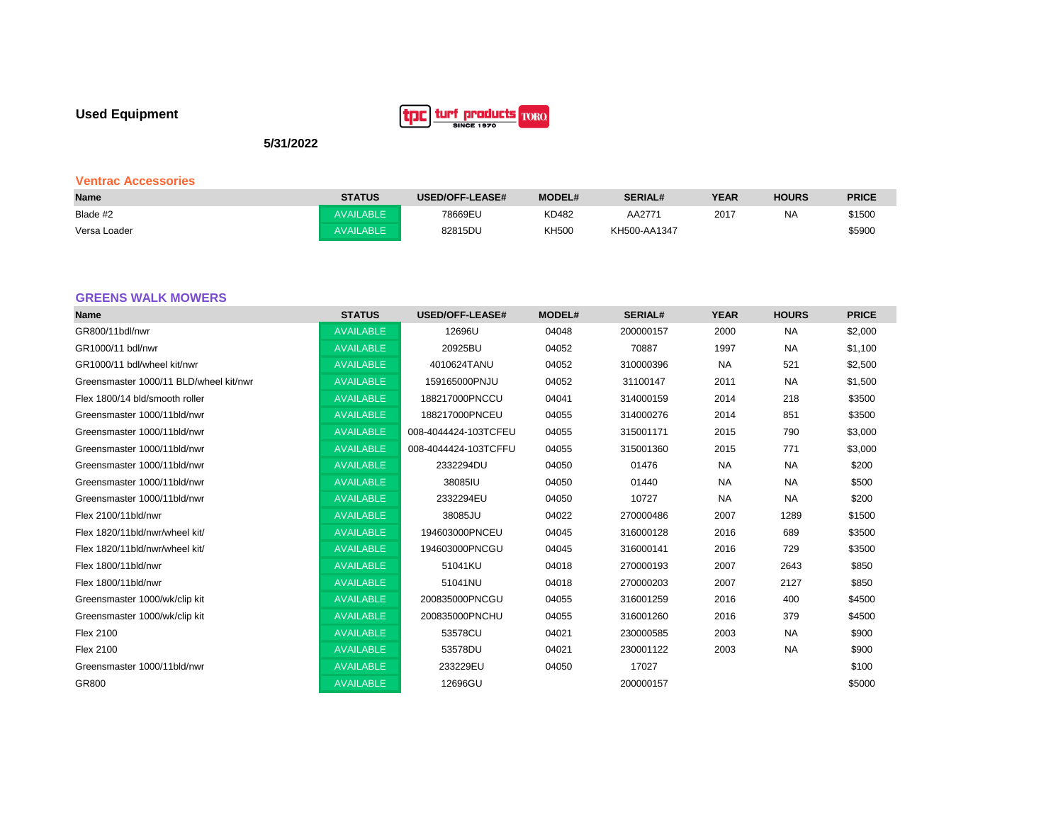# Used Equipment

tpc turf products SINCE 1970 TORO

**5/31/2022**

## Ventrac Accessories

| Name | STATUS | USED/OFF-LEASE# | MODEL# | SERIAL# | YEAR | HOURS | PRICE |
|---|---|---|---|---|---|---|---|
| Blade #2 | AVAILABLE | 78669EU | KD482 | AA2771 | 2017 | NA | $1500 |
| Versa Loader | AVAILABLE | 82815DU | KH500 | KH500-AA1347 | | | $5900 |

## GREENS WALK MOWERS

| Name | STATUS | USED/OFF-LEASE# | MODEL# | SERIAL# | YEAR | HOURS | PRICE |
|---|---|---|---|---|---|---|---|
| GR800/11bdl/nwr | AVAILABLE | 12696U | 04048 | 200000157 | 2000 | NA | $2,000 |
| GR1000/11 bdl/nwr | AVAILABLE | 20925BU | 04052 | 70887 | 1997 | NA | $1,100 |
| GR1000/11 bdl/wheel kit/nwr | AVAILABLE | 4010624TANU | 04052 | 310000396 | NA | 521 | $2,500 |
| Greensmaster 1000/11 BLD/wheel kit/nwr | AVAILABLE | 159165000PNJU | 04052 | 31100147 | 2011 | NA | $1,500 |
| Flex 1800/14 bld/smooth roller | AVAILABLE | 188217000PNCCU | 04041 | 314000159 | 2014 | 218 | $3500 |
| Greensmaster 1000/11bld/nwr | AVAILABLE | 188217000PNCEU | 04055 | 314000276 | 2014 | 851 | $3500 |
| Greensmaster 1000/11bld/nwr | AVAILABLE | 008-4044424-103TCFEU | 04055 | 315001171 | 2015 | 790 | $3,000 |
| Greensmaster 1000/11bld/nwr | AVAILABLE | 008-4044424-103TCFFU | 04055 | 315001360 | 2015 | 771 | $3,000 |
| Greensmaster 1000/11bld/nwr | AVAILABLE | 2332294DU | 04050 | 01476 | NA | NA | $200 |
| Greensmaster 1000/11bld/nwr | AVAILABLE | 38085IU | 04050 | 01440 | NA | NA | $500 |
| Greensmaster 1000/11bld/nwr | AVAILABLE | 2332294EU | 04050 | 10727 | NA | NA | $200 |
| Flex 2100/11bld/nwr | AVAILABLE | 38085JU | 04022 | 270000486 | 2007 | 1289 | $1500 |
| Flex 1820/11bld/nwr/wheel kit/ | AVAILABLE | 194603000PNCEU | 04045 | 316000128 | 2016 | 689 | $3500 |
| Flex 1820/11bld/nwr/wheel kit/ | AVAILABLE | 194603000PNCGU | 04045 | 316000141 | 2016 | 729 | $3500 |
| Flex 1800/11bld/nwr | AVAILABLE | 51041KU | 04018 | 270000193 | 2007 | 2643 | $850 |
| Flex 1800/11bld/nwr | AVAILABLE | 51041NU | 04018 | 270000203 | 2007 | 2127 | $850 |
| Greensmaster 1000/wk/clip kit | AVAILABLE | 200835000PNCGU | 04055 | 316001259 | 2016 | 400 | $4500 |
| Greensmaster 1000/wk/clip kit | AVAILABLE | 200835000PNCHU | 04055 | 316001260 | 2016 | 379 | $4500 |
| Flex 2100 | AVAILABLE | 53578CU | 04021 | 230000585 | 2003 | NA | $900 |
| Flex 2100 | AVAILABLE | 53578DU | 04021 | 230001122 | 2003 | NA | $900 |
| Greensmaster 1000/11bld/nwr | AVAILABLE | 233229EU | 04050 | 17027 | | | $100 |
| GR800 | AVAILABLE | 12696GU | | 200000157 | | | $5000 |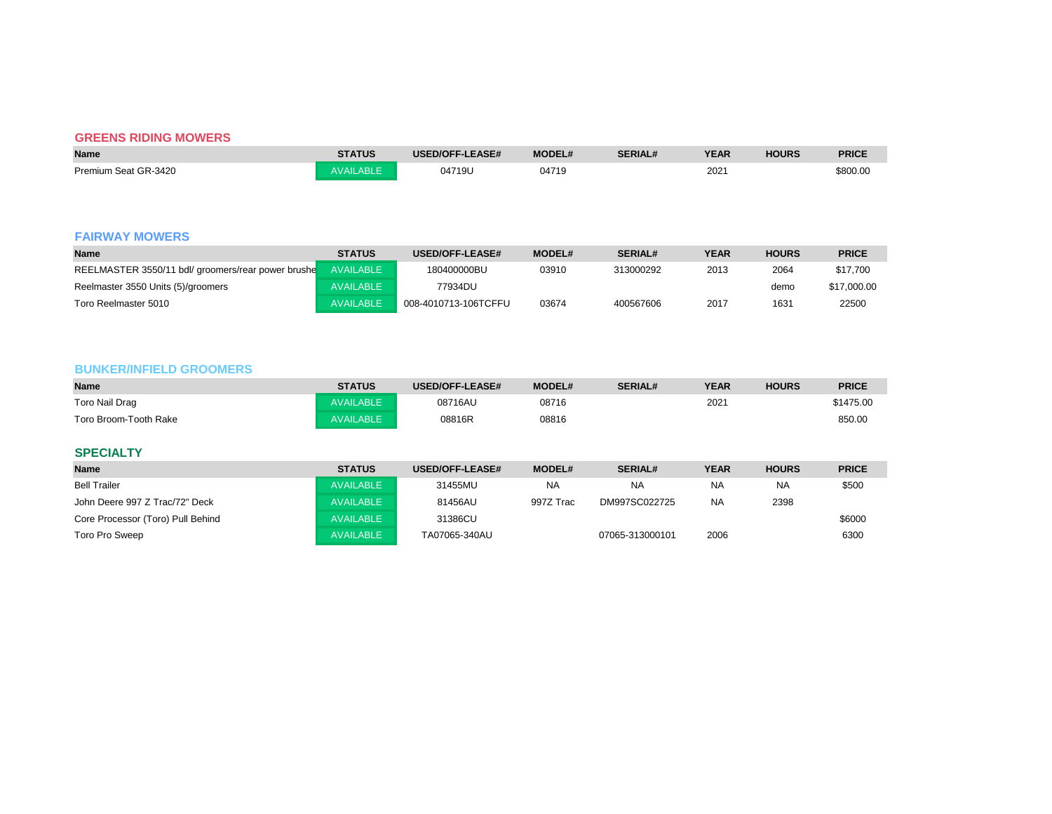## GREENS RIDING MOWERS

| Name | STATUS | USED/OFF-LEASE# | MODEL# | SERIAL# | YEAR | HOURS | PRICE |
|---|---|---|---|---|---|---|---|
| Premium Seat GR-3420 | AVAILABLE | 04719U | 04719 | | 2021 | | $800.00 |

## FAIRWAY MOWERS

| Name | STATUS | USED/OFF-LEASE# | MODEL# | SERIAL# | YEAR | HOURS | PRICE |
|---|---|---|---|---|---|---|---|
| REELMASTER 3550/11 bdl/ groomers/rear power brushe | AVAILABLE | 180400000BU | 03910 | 313000292 | 2013 | 2064 | $17,700 |
| Reelmaster 3550 Units (5)/groomers | AVAILABLE | 77934DU | | | | demo | $17,000.00 |
| Toro Reelmaster 5010 | AVAILABLE | 008-4010713-106TCFFU | 03674 | 400567606 | 2017 | 1631 | 22500 |

## BUNKER/INFIELD GROOMERS

| Name | STATUS | USED/OFF-LEASE# | MODEL# | SERIAL# | YEAR | HOURS | PRICE |
|---|---|---|---|---|---|---|---|
| Toro Nail Drag | AVAILABLE | 08716AU | 08716 | | 2021 | | $1475.00 |
| Toro Broom-Tooth Rake | AVAILABLE | 08816R | 08816 | | | | 850.00 |

## SPECIALTY

| Name | STATUS | USED/OFF-LEASE# | MODEL# | SERIAL# | YEAR | HOURS | PRICE |
|---|---|---|---|---|---|---|---|
| Bell Trailer | AVAILABLE | 31455MU | NA | NA | NA | NA | $500 |
| John Deere 997 Z Trac/72" Deck | AVAILABLE | 81456AU | 997Z Trac | DM997SC022725 | NA | 2398 | |
| Core Processor (Toro) Pull Behind | AVAILABLE | 31386CU | | | | | $6000 |
| Toro Pro Sweep | AVAILABLE | TA07065-340AU | | 07065-313000101 | 2006 | | 6300 |